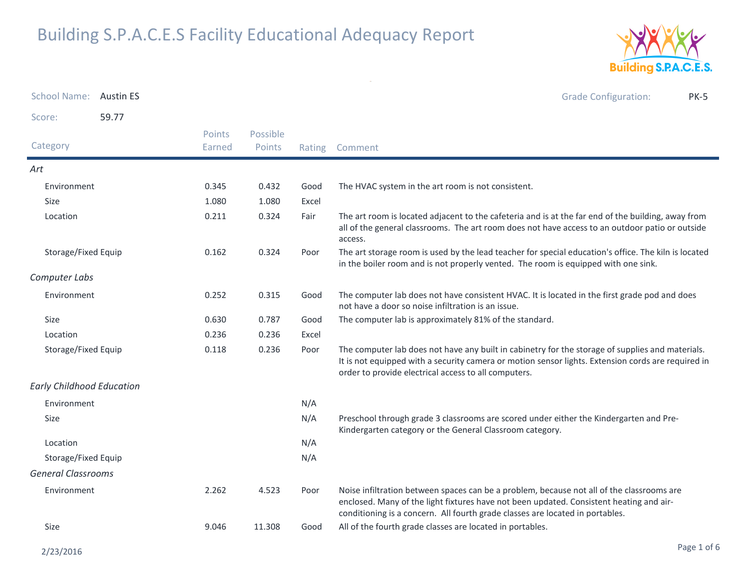# Building S.P.A.C.E.S Facility Educational Adequacy Report

School Name: Austin ES

Grade Configuration: PK-5

Score: 59.77

| Category | Points Earned | Possible Points | Rating | Comment |
|---|---|---|---|---|
| *Art* | | | | |
| Environment | 0.345 | 0.432 | Good | The HVAC system in the art room is not consistent. |
| Size | 1.080 | 1.080 | Excel | |
| Location | 0.211 | 0.324 | Fair | The art room is located adjacent to the cafeteria and is at the far end of the building, away from all of the general classrooms. The art room does not have access to an outdoor patio or outside access. |
| Storage/Fixed Equip | 0.162 | 0.324 | Poor | The art storage room is used by the lead teacher for special education's office. The kiln is located in the boiler room and is not properly vented. The room is equipped with one sink. |
| *Computer Labs* | | | | |
| Environment | 0.252 | 0.315 | Good | The computer lab does not have consistent HVAC. It is located in the first grade pod and does not have a door so noise infiltration is an issue. |
| Size | 0.630 | 0.787 | Good | The computer lab is approximately 81% of the standard. |
| Location | 0.236 | 0.236 | Excel | |
| Storage/Fixed Equip | 0.118 | 0.236 | Poor | The computer lab does not have any built in cabinetry for the storage of supplies and materials. It is not equipped with a security camera or motion sensor lights. Extension cords are required in order to provide electrical access to all computers. |
| *Early Childhood Education* | | | | |
| Environment | | | N/A | |
| Size | | | N/A | Preschool through grade 3 classrooms are scored under either the Kindergarten and Pre-Kindergarten category or the General Classroom category. |
| Location | | | N/A | |
| Storage/Fixed Equip | | | N/A | |
| *General Classrooms* | | | | |
| Environment | 2.262 | 4.523 | Poor | Noise infiltration between spaces can be a problem, because not all of the classrooms are enclosed. Many of the light fixtures have not been updated. Consistent heating and air-conditioning is a concern. All fourth grade classes are located in portables. |
| Size | 9.046 | 11.308 | Good | All of the fourth grade classes are located in portables. |

2/23/2016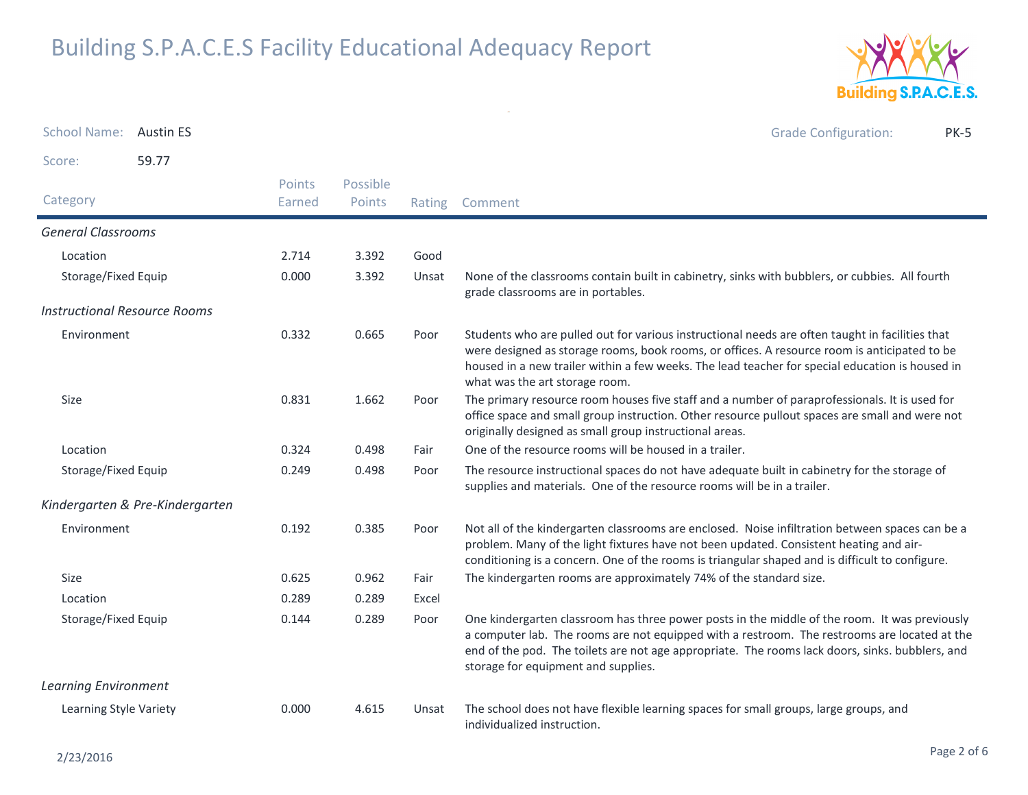# Building S.P.A.C.E.S Facility Educational Adequacy Report

School Name: Austin ES

Grade Configuration: PK-5

Score: 59.77

| Category | Points Earned | Possible Points | Rating | Comment |
|---|---|---|---|---|
| ***General Classrooms*** | | | | |
| Location | 2.714 | 3.392 | Good | |
| Storage/Fixed Equip | 0.000 | 3.392 | Unsat | None of the classrooms contain built in cabinetry, sinks with bubblers, or cubbies. All fourth grade classrooms are in portables. |
| ***Instructional Resource Rooms*** | | | | |
| Environment | 0.332 | 0.665 | Poor | Students who are pulled out for various instructional needs are often taught in facilities that were designed as storage rooms, book rooms, or offices. A resource room is anticipated to be housed in a new trailer within a few weeks. The lead teacher for special education is housed in what was the art storage room. |
| Size | 0.831 | 1.662 | Poor | The primary resource room houses five staff and a number of paraprofessionals. It is used for office space and small group instruction. Other resource pullout spaces are small and were not originally designed as small group instructional areas. |
| Location | 0.324 | 0.498 | Fair | One of the resource rooms will be housed in a trailer. |
| Storage/Fixed Equip | 0.249 | 0.498 | Poor | The resource instructional spaces do not have adequate built in cabinetry for the storage of supplies and materials. One of the resource rooms will be in a trailer. |
| ***Kindergarten & Pre-Kindergarten*** | | | | |
| Environment | 0.192 | 0.385 | Poor | Not all of the kindergarten classrooms are enclosed. Noise infiltration between spaces can be a problem. Many of the light fixtures have not been updated. Consistent heating and air-conditioning is a concern. One of the rooms is triangular shaped and is difficult to configure. |
| Size | 0.625 | 0.962 | Fair | The kindergarten rooms are approximately 74% of the standard size. |
| Location | 0.289 | 0.289 | Excel | |
| Storage/Fixed Equip | 0.144 | 0.289 | Poor | One kindergarten classroom has three power posts in the middle of the room. It was previously a computer lab. The rooms are not equipped with a restroom. The restrooms are located at the end of the pod. The toilets are not age appropriate. The rooms lack doors, sinks. bubblers, and storage for equipment and supplies. |
| ***Learning Environment*** | | | | |
| Learning Style Variety | 0.000 | 4.615 | Unsat | The school does not have flexible learning spaces for small groups, large groups, and individualized instruction. |

2/23/2016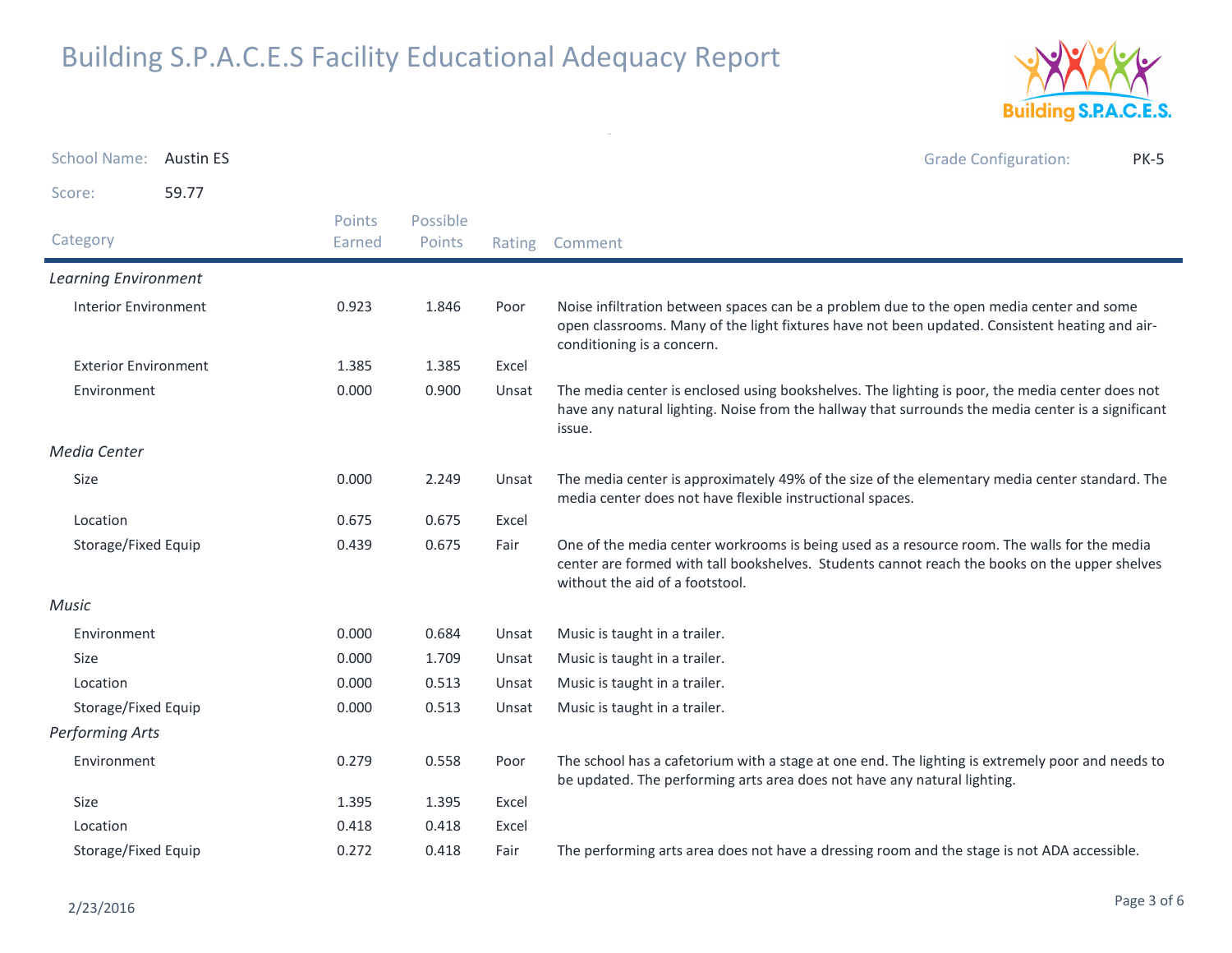# Building S.P.A.C.E.S Facility Educational Adequacy Report

School Name: Austin ES

Grade Configuration: PK-5

Score: 59.77

| Category | Points Earned | Possible Points | Rating | Comment |
|---|---|---|---|---|
| *Learning Environment* | | | | |
| Interior Environment | 0.923 | 1.846 | Poor | Noise infiltration between spaces can be a problem due to the open media center and some open classrooms. Many of the light fixtures have not been updated. Consistent heating and air-conditioning is a concern. |
| Exterior Environment | 1.385 | 1.385 | Excel | |
| Environment | 0.000 | 0.900 | Unsat | The media center is enclosed using bookshelves. The lighting is poor, the media center does not have any natural lighting. Noise from the hallway that surrounds the media center is a significant issue. |
| *Media Center* | | | | |
| Size | 0.000 | 2.249 | Unsat | The media center is approximately 49% of the size of the elementary media center standard. The media center does not have flexible instructional spaces. |
| Location | 0.675 | 0.675 | Excel | |
| Storage/Fixed Equip | 0.439 | 0.675 | Fair | One of the media center workrooms is being used as a resource room. The walls for the media center are formed with tall bookshelves. Students cannot reach the books on the upper shelves without the aid of a footstool. |
| *Music* | | | | |
| Environment | 0.000 | 0.684 | Unsat | Music is taught in a trailer. |
| Size | 0.000 | 1.709 | Unsat | Music is taught in a trailer. |
| Location | 0.000 | 0.513 | Unsat | Music is taught in a trailer. |
| Storage/Fixed Equip | 0.000 | 0.513 | Unsat | Music is taught in a trailer. |
| *Performing Arts* | | | | |
| Environment | 0.279 | 0.558 | Poor | The school has a cafetorium with a stage at one end. The lighting is extremely poor and needs to be updated. The performing arts area does not have any natural lighting. |
| Size | 1.395 | 1.395 | Excel | |
| Location | 0.418 | 0.418 | Excel | |
| Storage/Fixed Equip | 0.272 | 0.418 | Fair | The performing arts area does not have a dressing room and the stage is not ADA accessible. |

2/23/2016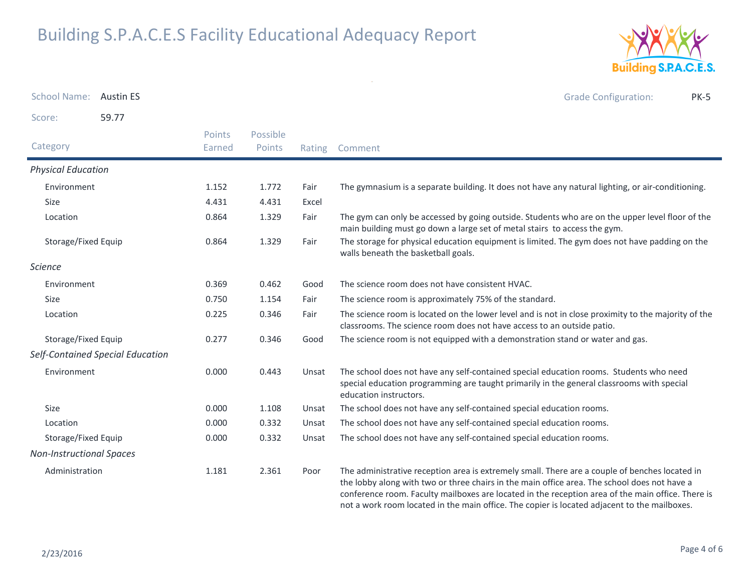# Building S.P.A.C.E.S Facility Educational Adequacy Report

School Name: Austin ES

Grade Configuration: PK-5

Score: 59.77

| Category | Points Earned | Possible Points | Rating | Comment |
|---|---|---|---|---|
| *Physical Education* | | | | |
| Environment | 1.152 | 1.772 | Fair | The gymnasium is a separate building. It does not have any natural lighting, or air-conditioning. |
| Size | 4.431 | 4.431 | Excel | |
| Location | 0.864 | 1.329 | Fair | The gym can only be accessed by going outside. Students who are on the upper level floor of the main building must go down a large set of metal stairs to access the gym. |
| Storage/Fixed Equip | 0.864 | 1.329 | Fair | The storage for physical education equipment is limited. The gym does not have padding on the walls beneath the basketball goals. |
| *Science* | | | | |
| Environment | 0.369 | 0.462 | Good | The science room does not have consistent HVAC. |
| Size | 0.750 | 1.154 | Fair | The science room is approximately 75% of the standard. |
| Location | 0.225 | 0.346 | Fair | The science room is located on the lower level and is not in close proximity to the majority of the classrooms. The science room does not have access to an outside patio. |
| Storage/Fixed Equip | 0.277 | 0.346 | Good | The science room is not equipped with a demonstration stand or water and gas. |
| *Self-Contained Special Education* | | | | |
| Environment | 0.000 | 0.443 | Unsat | The school does not have any self-contained special education rooms. Students who need special education programming are taught primarily in the general classrooms with special education instructors. |
| Size | 0.000 | 1.108 | Unsat | The school does not have any self-contained special education rooms. |
| Location | 0.000 | 0.332 | Unsat | The school does not have any self-contained special education rooms. |
| Storage/Fixed Equip | 0.000 | 0.332 | Unsat | The school does not have any self-contained special education rooms. |
| *Non-Instructional Spaces* | | | | |
| Administration | 1.181 | 2.361 | Poor | The administrative reception area is extremely small. There are a couple of benches located in the lobby along with two or three chairs in the main office area. The school does not have a conference room. Faculty mailboxes are located in the reception area of the main office. There is not a work room located in the main office. The copier is located adjacent to the mailboxes. |

2/23/2016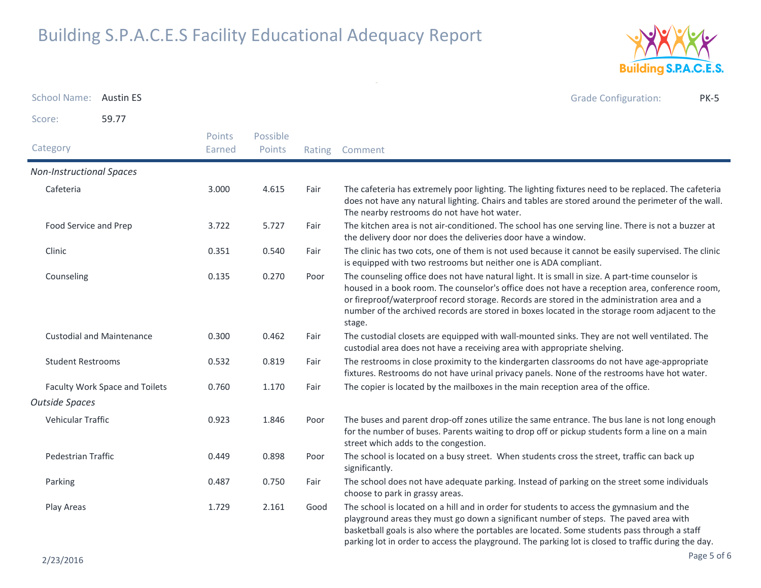# Building S.P.A.C.E.S Facility Educational Adequacy Report

**School Name:** Austin ES

**Grade Configuration:** PK-5

**Score:** 59.77

| Category | Points Earned | Possible Points | Rating | Comment |
|---|---|---|---|---|
| *Non-Instructional Spaces* | | | | |
| Cafeteria | 3.000 | 4.615 | Fair | The cafeteria has extremely poor lighting. The lighting fixtures need to be replaced. The cafeteria does not have any natural lighting. Chairs and tables are stored around the perimeter of the wall. The nearby restrooms do not have hot water. |
| Food Service and Prep | 3.722 | 5.727 | Fair | The kitchen area is not air-conditioned. The school has one serving line. There is not a buzzer at the delivery door nor does the deliveries door have a window. |
| Clinic | 0.351 | 0.540 | Fair | The clinic has two cots, one of them is not used because it cannot be easily supervised. The clinic is equipped with two restrooms but neither one is ADA compliant. |
| Counseling | 0.135 | 0.270 | Poor | The counseling office does not have natural light. It is small in size. A part-time counselor is housed in a book room. The counselor's office does not have a reception area, conference room, or fireproof/waterproof record storage. Records are stored in the administration area and a number of the archived records are stored in boxes located in the storage room adjacent to the stage. |
| Custodial and Maintenance | 0.300 | 0.462 | Fair | The custodial closets are equipped with wall-mounted sinks. They are not well ventilated. The custodial area does not have a receiving area with appropriate shelving. |
| Student Restrooms | 0.532 | 0.819 | Fair | The restrooms in close proximity to the kindergarten classrooms do not have age-appropriate fixtures. Restrooms do not have urinal privacy panels. None of the restrooms have hot water. |
| Faculty Work Space and Toilets | 0.760 | 1.170 | Fair | The copier is located by the mailboxes in the main reception area of the office. |
| *Outside Spaces* | | | | |
| Vehicular Traffic | 0.923 | 1.846 | Poor | The buses and parent drop-off zones utilize the same entrance. The bus lane is not long enough for the number of buses. Parents waiting to drop off or pickup students form a line on a main street which adds to the congestion. |
| Pedestrian Traffic | 0.449 | 0.898 | Poor | The school is located on a busy street. When students cross the street, traffic can back up significantly. |
| Parking | 0.487 | 0.750 | Fair | The school does not have adequate parking. Instead of parking on the street some individuals choose to park in grassy areas. |
| Play Areas | 1.729 | 2.161 | Good | The school is located on a hill and in order for students to access the gymnasium and the playground areas they must go down a significant number of steps. The paved area with basketball goals is also where the portables are located. Some students pass through a staff parking lot in order to access the playground. The parking lot is closed to traffic during the day. |

2/23/2016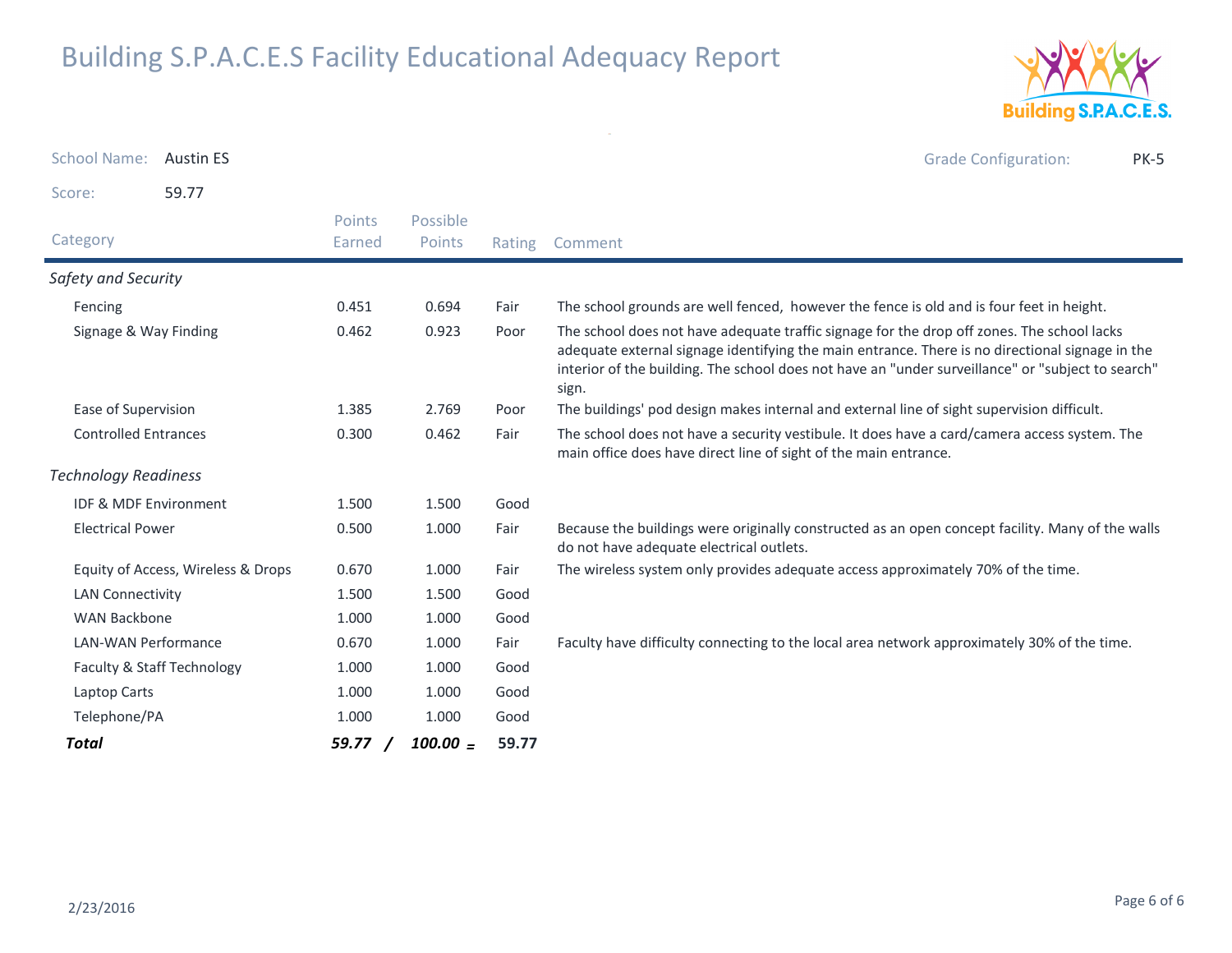# Building S.P.A.C.E.S Facility Educational Adequacy Report

School Name: Austin ES

Grade Configuration: PK-5

Score: 59.77

| Category | Points Earned | Possible Points | Rating | Comment |
|---|---|---|---|---|
| *Safety and Security* | | | | |
| Fencing | 0.451 | 0.694 | Fair | The school grounds are well fenced, however the fence is old and is four feet in height. |
| Signage & Way Finding | 0.462 | 0.923 | Poor | The school does not have adequate traffic signage for the drop off zones. The school lacks adequate external signage identifying the main entrance. There is no directional signage in the interior of the building. The school does not have an "under surveillance" or "subject to search" sign. |
| Ease of Supervision | 1.385 | 2.769 | Poor | The buildings' pod design makes internal and external line of sight supervision difficult. |
| Controlled Entrances | 0.300 | 0.462 | Fair | The school does not have a security vestibule. It does have a card/camera access system. The main office does have direct line of sight of the main entrance. |
| *Technology Readiness* | | | | |
| IDF & MDF Environment | 1.500 | 1.500 | Good | |
| Electrical Power | 0.500 | 1.000 | Fair | Because the buildings were originally constructed as an open concept facility. Many of the walls do not have adequate electrical outlets. |
| Equity of Access, Wireless & Drops | 0.670 | 1.000 | Fair | The wireless system only provides adequate access approximately 70% of the time. |
| LAN Connectivity | 1.500 | 1.500 | Good | |
| WAN Backbone | 1.000 | 1.000 | Good | |
| LAN-WAN Performance | 0.670 | 1.000 | Fair | Faculty have difficulty connecting to the local area network approximately 30% of the time. |
| Faculty & Staff Technology | 1.000 | 1.000 | Good | |
| Laptop Carts | 1.000 | 1.000 | Good | |
| Telephone/PA | 1.000 | 1.000 | Good | |
| ***Total*** | ***59.77 /*** | ***100.00 =*** | **59.77** | |

2/23/2016